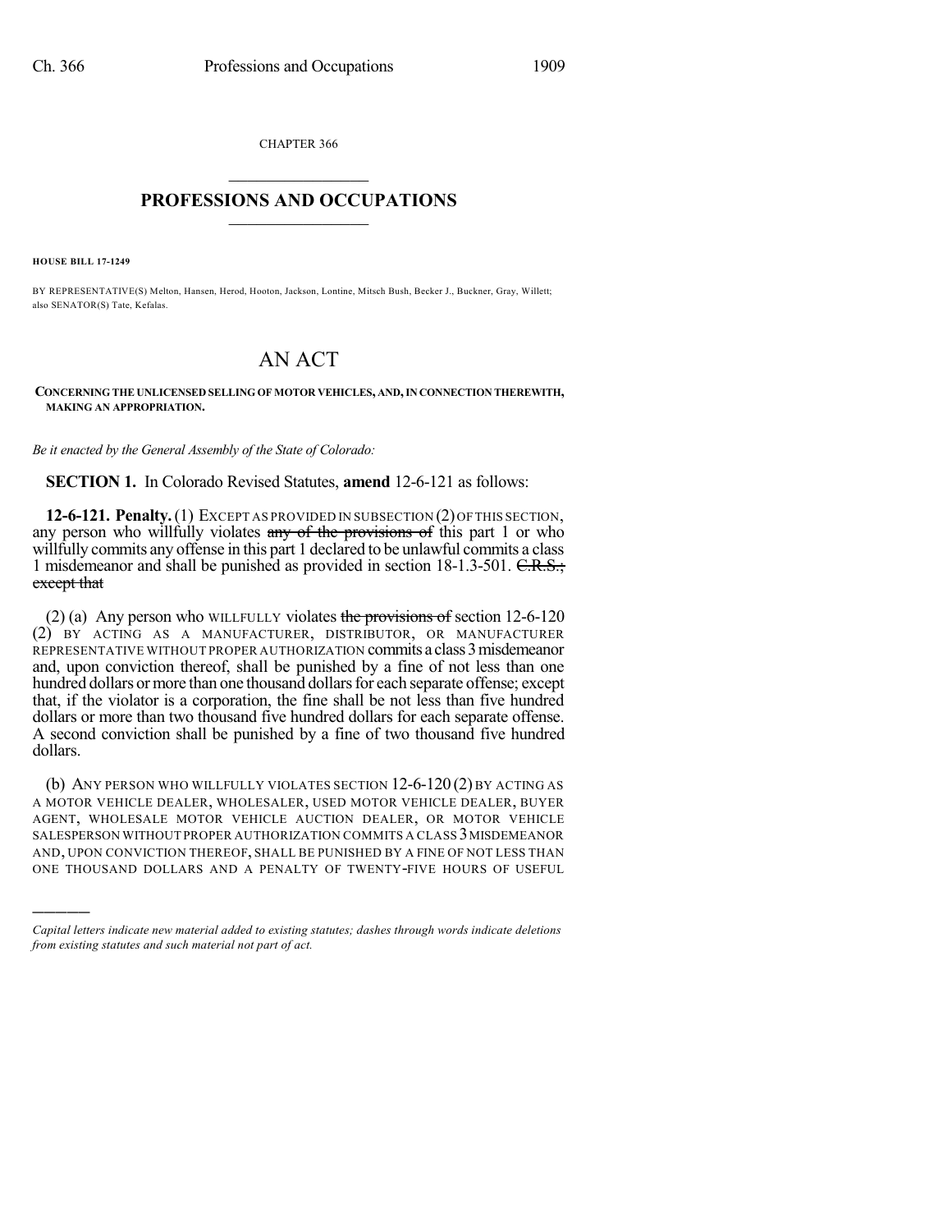CHAPTER 366

# PROFESSIONS AND OCCUPATIONS

**HOUSE BILL 17-1249**

BY REPRESENTATIVE(S) Melton, Hansen, Herod, Hooton, Jackson, Lontine, Mitsch Bush, Becker J., Buckner, Gray, Willett; also SENATOR(S) Tate, Kefalas.

# AN ACT

**CONCERNING THE UNLICENSED SELLING OF MOTOR VEHICLES, AND, IN CONNECTION THEREWITH, MAKING AN APPROPRIATION.**

*Be it enacted by the General Assembly of the State of Colorado:*

**SECTION 1.** In Colorado Revised Statutes, **amend** 12-6-121 as follows:

**12-6-121. Penalty.** (1) EXCEPT AS PROVIDED IN SUBSECTION (2) OF THIS SECTION, any person who willfully violates ~~any of the provisions of~~ this part 1 or who willfully commits any offense in this part 1 declared to be unlawful commits a class 1 misdemeanor and shall be punished as provided in section 18-1.3-501. ~~C.R.S.; except that~~

(2) (a) Any person who WILLFULLY violates ~~the provisions of~~ section 12-6-120 (2) BY ACTING AS A MANUFACTURER, DISTRIBUTOR, OR MANUFACTURER REPRESENTATIVE WITHOUT PROPER AUTHORIZATION commits a class 3 misdemeanor and, upon conviction thereof, shall be punished by a fine of not less than one hundred dollars or more than one thousand dollars for each separate offense; except that, if the violator is a corporation, the fine shall be not less than five hundred dollars or more than two thousand five hundred dollars for each separate offense. A second conviction shall be punished by a fine of two thousand five hundred dollars.

(b) ANY PERSON WHO WILLFULLY VIOLATES SECTION 12-6-120 (2) BY ACTING AS A MOTOR VEHICLE DEALER, WHOLESALER, USED MOTOR VEHICLE DEALER, BUYER AGENT, WHOLESALE MOTOR VEHICLE AUCTION DEALER, OR MOTOR VEHICLE SALESPERSON WITHOUT PROPER AUTHORIZATION COMMITS A CLASS 3 MISDEMEANOR AND, UPON CONVICTION THEREOF, SHALL BE PUNISHED BY A FINE OF NOT LESS THAN ONE THOUSAND DOLLARS AND A PENALTY OF TWENTY-FIVE HOURS OF USEFUL

---

*Capital letters indicate new material added to existing statutes; dashes through words indicate deletions from existing statutes and such material not part of act.*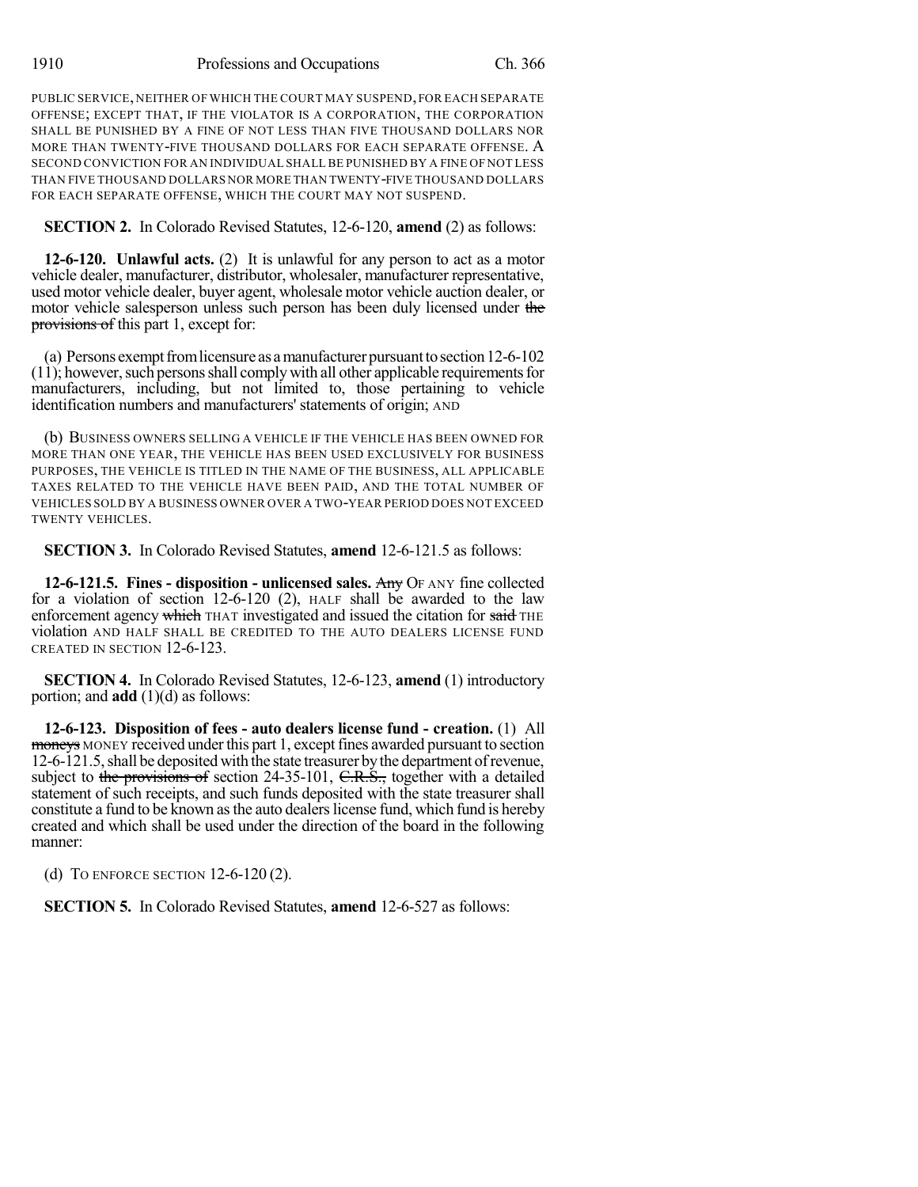PUBLIC SERVICE, NEITHER OF WHICH THE COURT MAY SUSPEND, FOR EACH SEPARATE OFFENSE; EXCEPT THAT, IF THE VIOLATOR IS A CORPORATION, THE CORPORATION SHALL BE PUNISHED BY A FINE OF NOT LESS THAN FIVE THOUSAND DOLLARS NOR MORE THAN TWENTY-FIVE THOUSAND DOLLARS FOR EACH SEPARATE OFFENSE. A SECOND CONVICTION FOR AN INDIVIDUAL SHALL BE PUNISHED BY A FINE OF NOT LESS THAN FIVE THOUSAND DOLLARS NOR MORE THAN TWENTY-FIVE THOUSAND DOLLARS FOR EACH SEPARATE OFFENSE, WHICH THE COURT MAY NOT SUSPEND.

**SECTION 2.** In Colorado Revised Statutes, 12-6-120, **amend** (2) as follows:

**12-6-120. Unlawful acts.** (2) It is unlawful for any person to act as a motor vehicle dealer, manufacturer, distributor, wholesaler, manufacturer representative, used motor vehicle dealer, buyer agent, wholesale motor vehicle auction dealer, or motor vehicle salesperson unless such person has been duly licensed under ~~the provisions of~~ this part 1, except for:

(a) Persons exempt from licensure as a manufacturer pursuant to section 12-6-102 (11); however, such persons shall comply with all other applicable requirements for manufacturers, including, but not limited to, those pertaining to vehicle identification numbers and manufacturers' statements of origin; AND

(b) BUSINESS OWNERS SELLING A VEHICLE IF THE VEHICLE HAS BEEN OWNED FOR MORE THAN ONE YEAR, THE VEHICLE HAS BEEN USED EXCLUSIVELY FOR BUSINESS PURPOSES, THE VEHICLE IS TITLED IN THE NAME OF THE BUSINESS, ALL APPLICABLE TAXES RELATED TO THE VEHICLE HAVE BEEN PAID, AND THE TOTAL NUMBER OF VEHICLES SOLD BY A BUSINESS OWNER OVER A TWO-YEAR PERIOD DOES NOT EXCEED TWENTY VEHICLES.

**SECTION 3.** In Colorado Revised Statutes, **amend** 12-6-121.5 as follows:

**12-6-121.5. Fines - disposition - unlicensed sales.** ~~Any~~ OF ANY fine collected for a violation of section 12-6-120 (2), HALF shall be awarded to the law enforcement agency ~~which~~ THAT investigated and issued the citation for ~~said~~ THE violation AND HALF SHALL BE CREDITED TO THE AUTO DEALERS LICENSE FUND CREATED IN SECTION 12-6-123.

**SECTION 4.** In Colorado Revised Statutes, 12-6-123, **amend** (1) introductory portion; and **add** (1)(d) as follows:

**12-6-123. Disposition of fees - auto dealers license fund - creation.** (1) All ~~moneys~~ MONEY received under this part 1, except fines awarded pursuant to section 12-6-121.5, shall be deposited with the state treasurer by the department of revenue, subject to ~~the provisions of~~ section 24-35-101, ~~C.R.S.,~~ together with a detailed statement of such receipts, and such funds deposited with the state treasurer shall constitute a fund to be known as the auto dealers license fund, which fund is hereby created and which shall be used under the direction of the board in the following manner:

(d) TO ENFORCE SECTION 12-6-120 (2).

**SECTION 5.** In Colorado Revised Statutes, **amend** 12-6-527 as follows: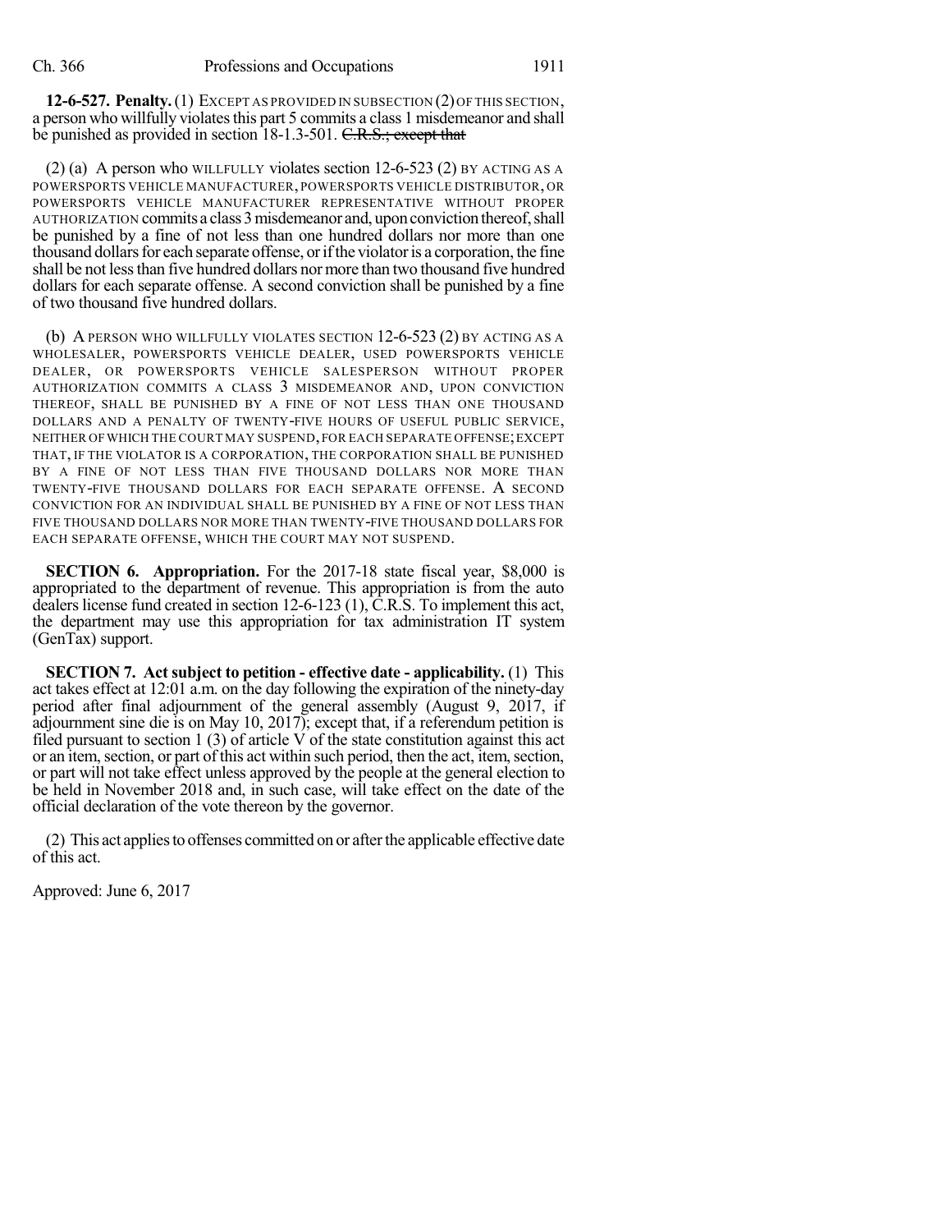**12-6-527. Penalty.** (1) EXCEPT AS PROVIDED IN SUBSECTION (2) OF THIS SECTION, a person who willfully violates this part 5 commits a class 1 misdemeanor and shall be punished as provided in section 18-1.3-501. ~~C.R.S.; except that~~

(2) (a) A person who WILLFULLY violates section 12-6-523 (2) BY ACTING AS A POWERSPORTS VEHICLE MANUFACTURER, POWERSPORTS VEHICLE DISTRIBUTOR, OR POWERSPORTS VEHICLE MANUFACTURER REPRESENTATIVE WITHOUT PROPER AUTHORIZATION commits a class 3 misdemeanor and, upon conviction thereof, shall be punished by a fine of not less than one hundred dollars nor more than one thousand dollars for each separate offense, or if the violator is a corporation, the fine shall be not less than five hundred dollars nor more than two thousand five hundred dollars for each separate offense. A second conviction shall be punished by a fine of two thousand five hundred dollars.

(b) A PERSON WHO WILLFULLY VIOLATES SECTION 12-6-523 (2) BY ACTING AS A WHOLESALER, POWERSPORTS VEHICLE DEALER, USED POWERSPORTS VEHICLE DEALER, OR POWERSPORTS VEHICLE SALESPERSON WITHOUT PROPER AUTHORIZATION COMMITS A CLASS 3 MISDEMEANOR AND, UPON CONVICTION THEREOF, SHALL BE PUNISHED BY A FINE OF NOT LESS THAN ONE THOUSAND DOLLARS AND A PENALTY OF TWENTY-FIVE HOURS OF USEFUL PUBLIC SERVICE, NEITHER OF WHICH THE COURT MAY SUSPEND, FOR EACH SEPARATE OFFENSE; EXCEPT THAT, IF THE VIOLATOR IS A CORPORATION, THE CORPORATION SHALL BE PUNISHED BY A FINE OF NOT LESS THAN FIVE THOUSAND DOLLARS NOR MORE THAN TWENTY-FIVE THOUSAND DOLLARS FOR EACH SEPARATE OFFENSE. A SECOND CONVICTION FOR AN INDIVIDUAL SHALL BE PUNISHED BY A FINE OF NOT LESS THAN FIVE THOUSAND DOLLARS NOR MORE THAN TWENTY-FIVE THOUSAND DOLLARS FOR EACH SEPARATE OFFENSE, WHICH THE COURT MAY NOT SUSPEND.

**SECTION 6. Appropriation.** For the 2017-18 state fiscal year, $8,000 is appropriated to the department of revenue. This appropriation is from the auto dealers license fund created in section 12-6-123 (1), C.R.S. To implement this act, the department may use this appropriation for tax administration IT system (GenTax) support.

**SECTION 7. Act subject to petition - effective date - applicability.** (1) This act takes effect at 12:01 a.m. on the day following the expiration of the ninety-day period after final adjournment of the general assembly (August 9, 2017, if adjournment sine die is on May 10, 2017); except that, if a referendum petition is filed pursuant to section 1 (3) of article V of the state constitution against this act or an item, section, or part of this act within such period, then the act, item, section, or part will not take effect unless approved by the people at the general election to be held in November 2018 and, in such case, will take effect on the date of the official declaration of the vote thereon by the governor.

(2) This act applies to offenses committed on or after the applicable effective date of this act.

Approved: June 6, 2017